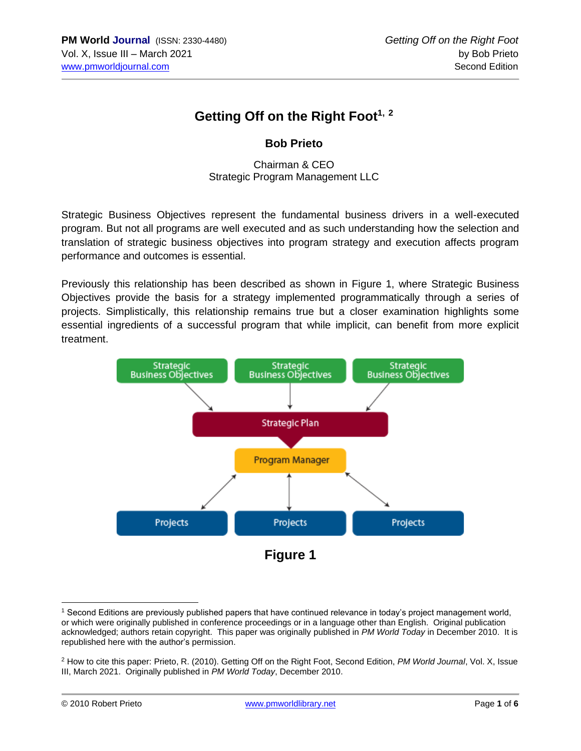# Getting Off on the Right Foot[1, 2]

**Bob Prieto**

Chairman & CEO
Strategic Program Management LLC

Strategic Business Objectives represent the fundamental business drivers in a well-executed program. But not all programs are well executed and as such understanding how the selection and translation of strategic business objectives into program strategy and execution affects program performance and outcomes is essential.

Previously this relationship has been described as shown in Figure 1, where Strategic Business Objectives provide the basis for a strategy implemented programmatically through a series of projects. Simplistically, this relationship remains true but a closer examination highlights some essential ingredients of a successful program that while implicit, can benefit from more explicit treatment.

Strategic Business Objectives | Strategic Business Objectives | Strategic Business Objectives

Strategic Plan

Program Manager

Projects | Projects | Projects

**Figure 1**

---

[1] Second Editions are previously published papers that have continued relevance in today's project management world, or which were originally published in conference proceedings or in a language other than English. Original publication acknowledged; authors retain copyright. This paper was originally published in *PM World Today* in December 2010. It is republished here with the author's permission.

[2] How to cite this paper: Prieto, R. (2010). Getting Off on the Right Foot, Second Edition, *PM World Journal*, Vol. X, Issue III, March 2021. Originally published in *PM World Today*, December 2010.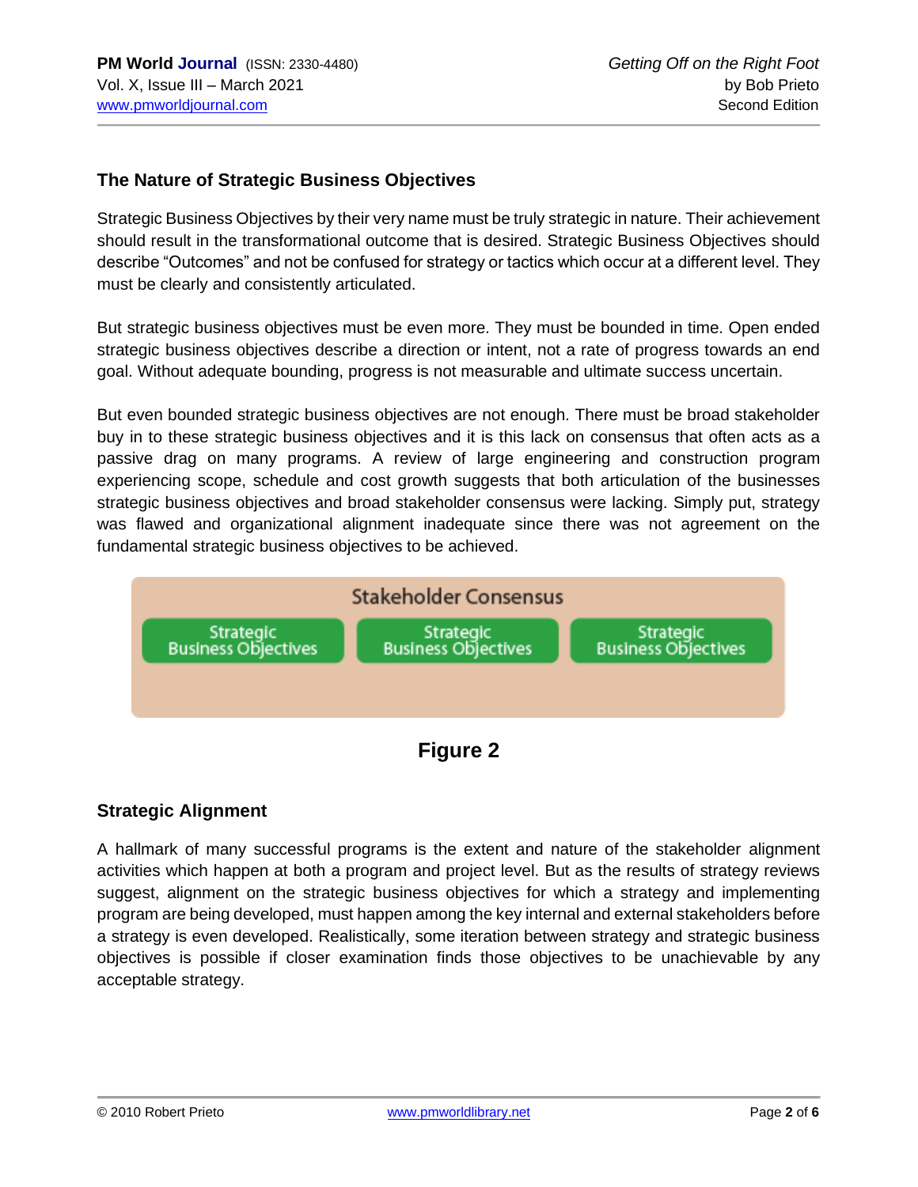## The Nature of Strategic Business Objectives

Strategic Business Objectives by their very name must be truly strategic in nature. Their achievement should result in the transformational outcome that is desired. Strategic Business Objectives should describe "Outcomes" and not be confused for strategy or tactics which occur at a different level. They must be clearly and consistently articulated.

But strategic business objectives must be even more. They must be bounded in time. Open ended strategic business objectives describe a direction or intent, not a rate of progress towards an end goal. Without adequate bounding, progress is not measurable and ultimate success uncertain.

But even bounded strategic business objectives are not enough. There must be broad stakeholder buy in to these strategic business objectives and it is this lack on consensus that often acts as a passive drag on many programs. A review of large engineering and construction program experiencing scope, schedule and cost growth suggests that both articulation of the businesses strategic business objectives and broad stakeholder consensus were lacking. Simply put, strategy was flawed and organizational alignment inadequate since there was not agreement on the fundamental strategic business objectives to be achieved.

Stakeholder Consensus

Strategic Business Objectives | Strategic Business Objectives | Strategic Business Objectives

**Figure 2**

## Strategic Alignment

A hallmark of many successful programs is the extent and nature of the stakeholder alignment activities which happen at both a program and project level. But as the results of strategy reviews suggest, alignment on the strategic business objectives for which a strategy and implementing program are being developed, must happen among the key internal and external stakeholders before a strategy is even developed. Realistically, some iteration between strategy and strategic business objectives is possible if closer examination finds those objectives to be unachievable by any acceptable strategy.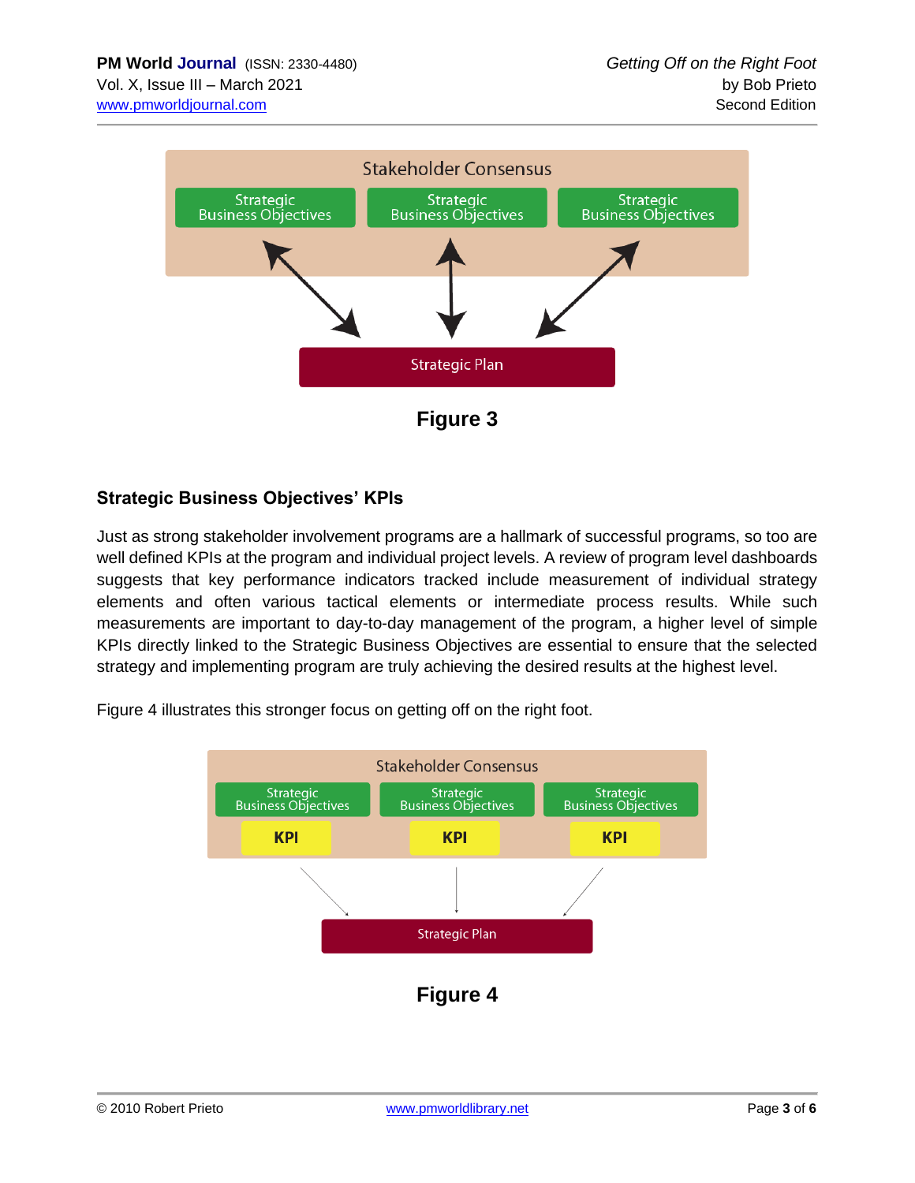Figure 3

## Strategic Business Objectives' KPIs

Just as strong stakeholder involvement programs are a hallmark of successful programs, so too are well defined KPIs at the program and individual project levels. A review of program level dashboards suggests that key performance indicators tracked include measurement of individual strategy elements and often various tactical elements or intermediate process results. While such measurements are important to day-to-day management of the program, a higher level of simple KPIs directly linked to the Strategic Business Objectives are essential to ensure that the selected strategy and implementing program are truly achieving the desired results at the highest level.

Figure 4 illustrates this stronger focus on getting off on the right foot.

Figure 4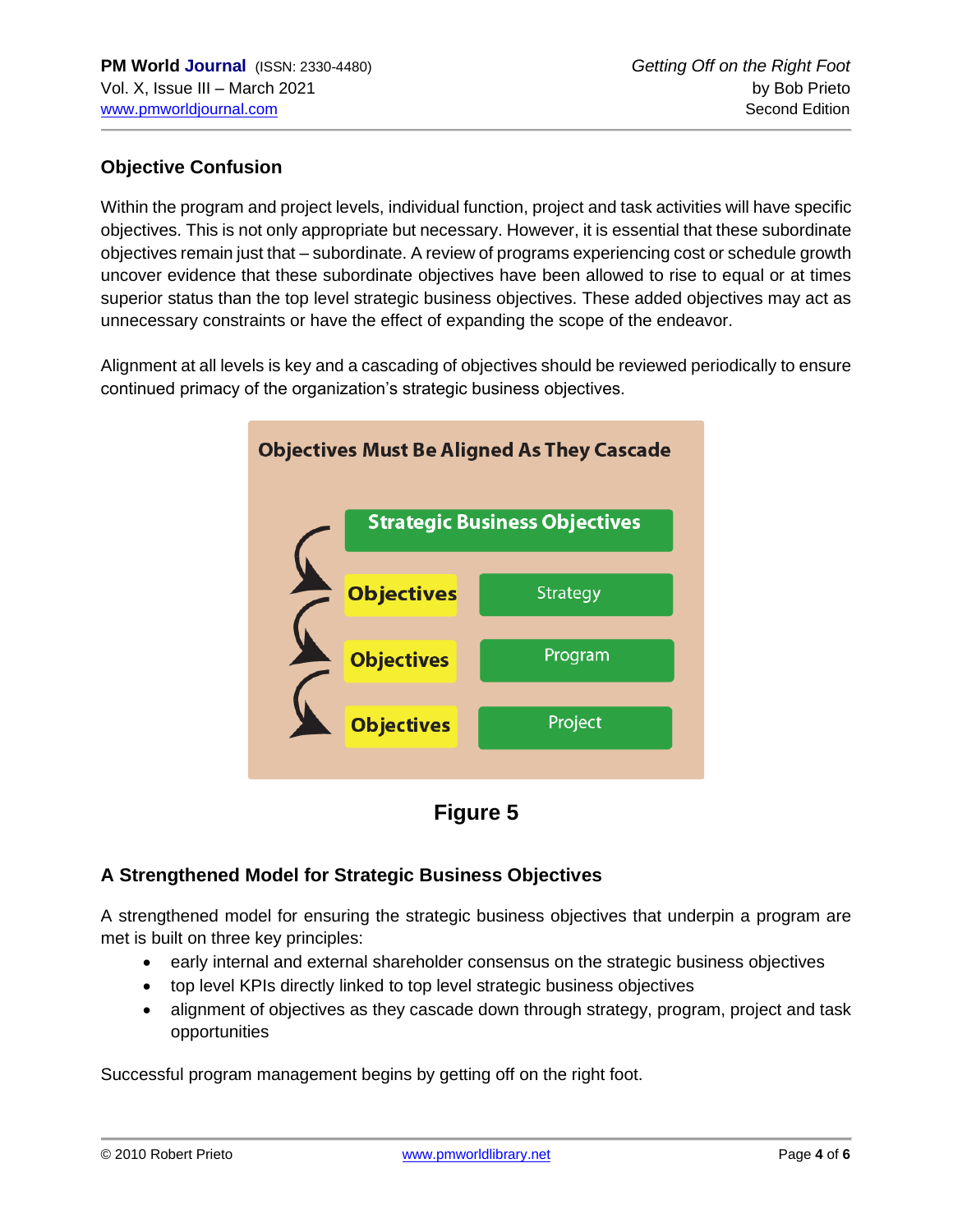## Objective Confusion

Within the program and project levels, individual function, project and task activities will have specific objectives. This is not only appropriate but necessary. However, it is essential that these subordinate objectives remain just that – subordinate. A review of programs experiencing cost or schedule growth uncover evidence that these subordinate objectives have been allowed to rise to equal or at times superior status than the top level strategic business objectives. These added objectives may act as unnecessary constraints or have the effect of expanding the scope of the endeavor.

Alignment at all levels is key and a cascading of objectives should be reviewed periodically to ensure continued primacy of the organization's strategic business objectives.

**Objectives Must Be Aligned As They Cascade**

| | |
|---|---|
| Strategic Business Objectives | |
| Objectives | Strategy |
| Objectives | Program |
| Objectives | Project |

**Figure 5**

## A Strengthened Model for Strategic Business Objectives

A strengthened model for ensuring the strategic business objectives that underpin a program are met is built on three key principles:

- early internal and external shareholder consensus on the strategic business objectives
- top level KPIs directly linked to top level strategic business objectives
- alignment of objectives as they cascade down through strategy, program, project and task opportunities

Successful program management begins by getting off on the right foot.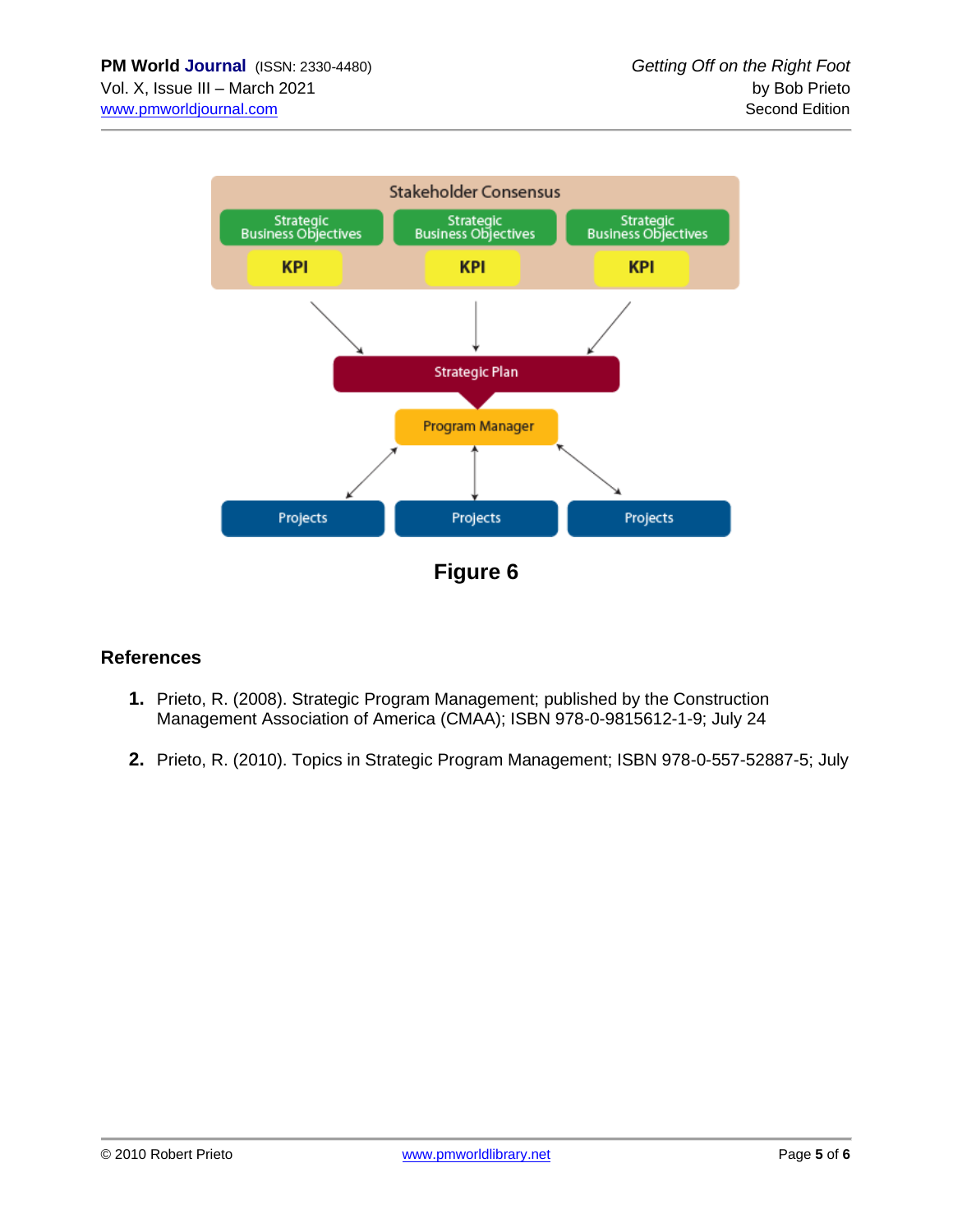**Figure 6**

## References

1. Prieto, R. (2008). Strategic Program Management; published by the Construction Management Association of America (CMAA); ISBN 978-0-9815612-1-9; July 24

2. Prieto, R. (2010). Topics in Strategic Program Management; ISBN 978-0-557-52887-5; July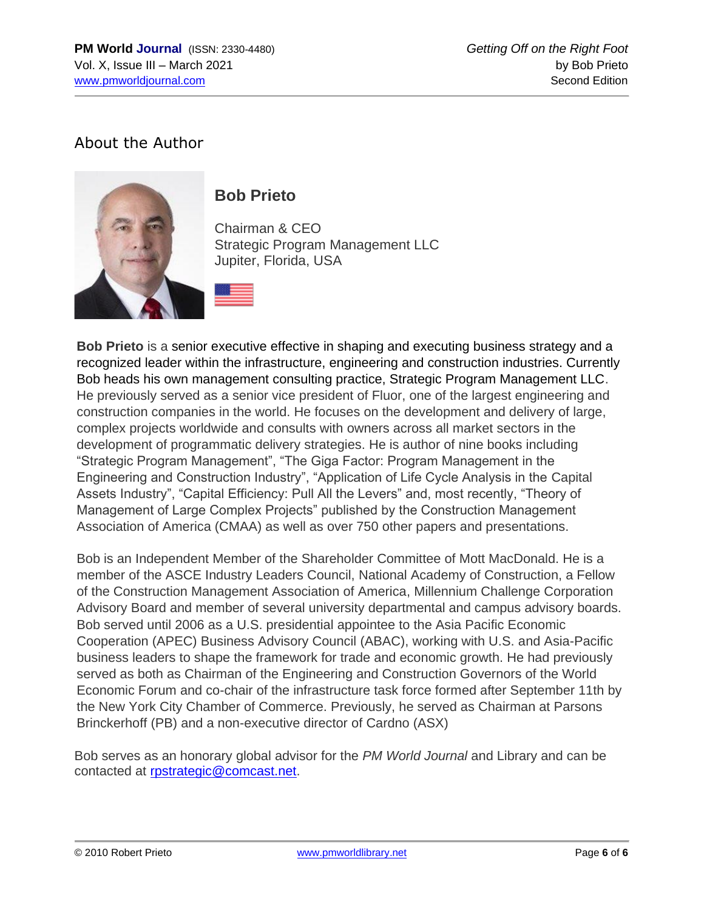## About the Author

### Bob Prieto

Chairman & CEO
Strategic Program Management LLC
Jupiter, Florida, USA

**Bob Prieto** is a senior executive effective in shaping and executing business strategy and a recognized leader within the infrastructure, engineering and construction industries. Currently Bob heads his own management consulting practice, Strategic Program Management LLC. He previously served as a senior vice president of Fluor, one of the largest engineering and construction companies in the world. He focuses on the development and delivery of large, complex projects worldwide and consults with owners across all market sectors in the development of programmatic delivery strategies. He is author of nine books including "Strategic Program Management", "The Giga Factor: Program Management in the Engineering and Construction Industry", "Application of Life Cycle Analysis in the Capital Assets Industry", "Capital Efficiency: Pull All the Levers" and, most recently, "Theory of Management of Large Complex Projects" published by the Construction Management Association of America (CMAA) as well as over 750 other papers and presentations.

Bob is an Independent Member of the Shareholder Committee of Mott MacDonald. He is a member of the ASCE Industry Leaders Council, National Academy of Construction, a Fellow of the Construction Management Association of America, Millennium Challenge Corporation Advisory Board and member of several university departmental and campus advisory boards. Bob served until 2006 as a U.S. presidential appointee to the Asia Pacific Economic Cooperation (APEC) Business Advisory Council (ABAC), working with U.S. and Asia-Pacific business leaders to shape the framework for trade and economic growth. He had previously served as both as Chairman of the Engineering and Construction Governors of the World Economic Forum and co-chair of the infrastructure task force formed after September 11th by the New York City Chamber of Commerce. Previously, he served as Chairman at Parsons Brinckerhoff (PB) and a non-executive director of Cardno (ASX)

Bob serves as an honorary global advisor for the *PM World Journal* and Library and can be contacted at rpstrategic@comcast.net.